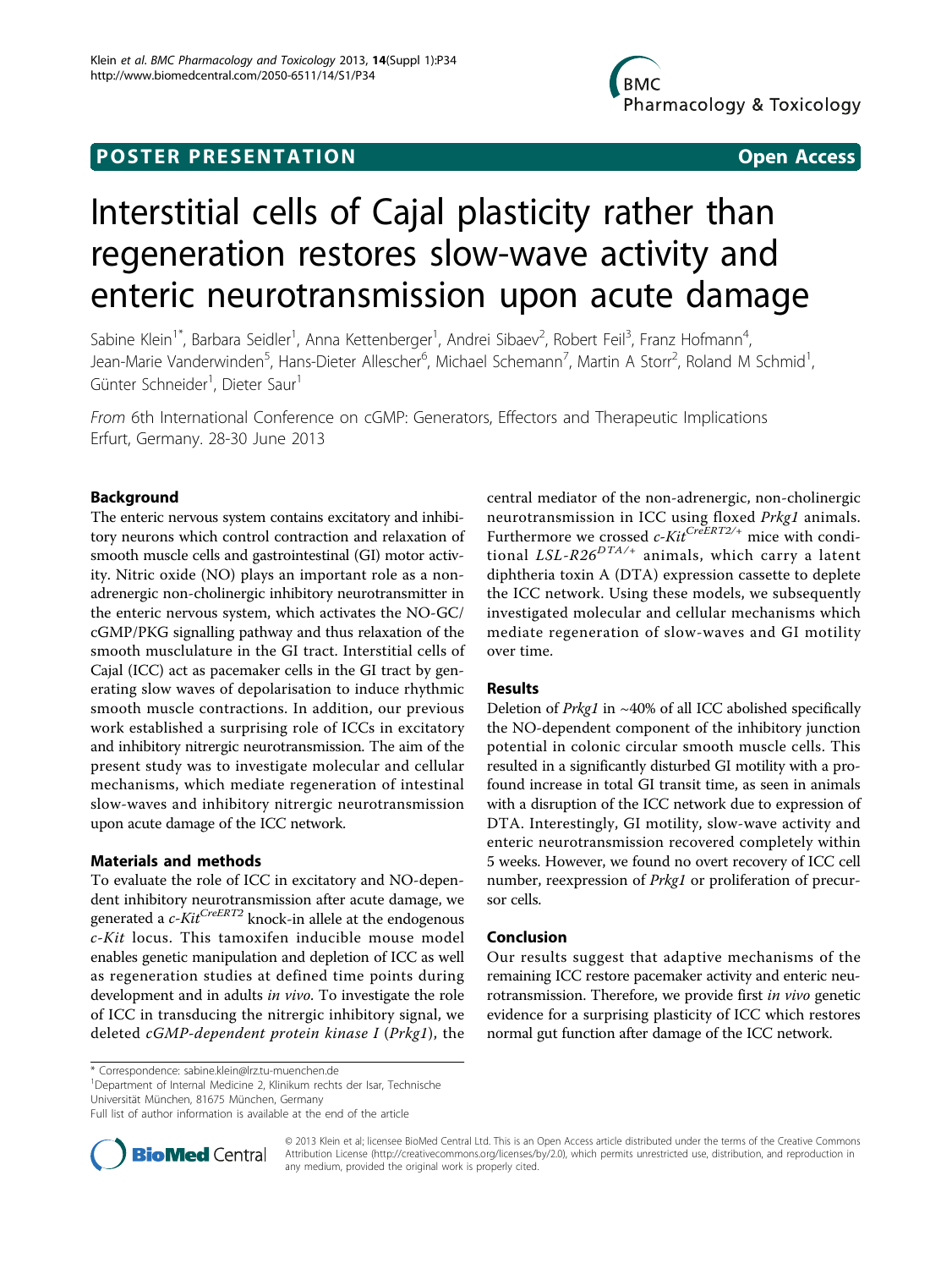**POSTER PRESENTATION** **Open Access**

# Interstitial cells of Cajal plasticity rather than regeneration restores slow-wave activity and enteric neurotransmission upon acute damage

Sabine Klein[1*], Barbara Seidler[1], Anna Kettenberger[1], Andrei Sibaev[2], Robert Feil[3], Franz Hofmann[4], Jean-Marie Vanderwinden[5], Hans-Dieter Allescher[6], Michael Schemann[7], Martin A Storr[2], Roland M Schmid[1], Günter Schneider[1], Dieter Saur[1]

*From* 6th International Conference on cGMP: Generators, Effectors and Therapeutic Implications
Erfurt, Germany. 28-30 June 2013

## Background

The enteric nervous system contains excitatory and inhibitory neurons which control contraction and relaxation of smooth muscle cells and gastrointestinal (GI) motor activity. Nitric oxide (NO) plays an important role as a non-adrenergic non-cholinergic inhibitory neurotransmitter in the enteric nervous system, which activates the NO-GC/cGMP/PKG signalling pathway and thus relaxation of the smooth musclulature in the GI tract. Interstitial cells of Cajal (ICC) act as pacemaker cells in the GI tract by generating slow waves of depolarisation to induce rhythmic smooth muscle contractions. In addition, our previous work established a surprising role of ICCs in excitatory and inhibitory nitrergic neurotransmission. The aim of the present study was to investigate molecular and cellular mechanisms, which mediate regeneration of intestinal slow-waves and inhibitory nitrergic neurotransmission upon acute damage of the ICC network.

## Materials and methods

To evaluate the role of ICC in excitatory and NO-dependent inhibitory neurotransmission after acute damage, we generated a *c-Kit*$^{CreERT2}$ knock-in allele at the endogenous *c-Kit* locus. This tamoxifen inducible mouse model enables genetic manipulation and depletion of ICC as well as regeneration studies at defined time points during development and in adults *in vivo*. To investigate the role of ICC in transducing the nitrergic inhibitory signal, we deleted *cGMP-dependent protein kinase I* (*Prkg1*), the central mediator of the non-adrenergic, non-cholinergic neurotransmission in ICC using floxed *Prkg1* animals. Furthermore we crossed *c-Kit*$^{CreERT2/+}$ mice with conditional *LSL-R26*$^{DTA/+}$ animals, which carry a latent diphtheria toxin A (DTA) expression cassette to deplete the ICC network. Using these models, we subsequently investigated molecular and cellular mechanisms which mediate regeneration of slow-waves and GI motility over time.

## Results

Deletion of *Prkg1* in ~40% of all ICC abolished specifically the NO-dependent component of the inhibitory junction potential in colonic circular smooth muscle cells. This resulted in a significantly disturbed GI motility with a profound increase in total GI transit time, as seen in animals with a disruption of the ICC network due to expression of DTA. Interestingly, GI motility, slow-wave activity and enteric neurotransmission recovered completely within 5 weeks. However, we found no overt recovery of ICC cell number, reexpression of *Prkg1* or proliferation of precursor cells.

## Conclusion

Our results suggest that adaptive mechanisms of the remaining ICC restore pacemaker activity and enteric neurotransmission. Therefore, we provide first *in vivo* genetic evidence for a surprising plasticity of ICC which restores normal gut function after damage of the ICC network.

\* Correspondence: sabine.klein@lrz.tu-muenchen.de
[1]Department of Internal Medicine 2, Klinikum rechts der Isar, Technische Universität München, 81675 München, Germany
Full list of author information is available at the end of the article

© 2013 Klein et al; licensee BioMed Central Ltd. This is an Open Access article distributed under the terms of the Creative Commons Attribution License (http://creativecommons.org/licenses/by/2.0), which permits unrestricted use, distribution, and reproduction in any medium, provided the original work is properly cited.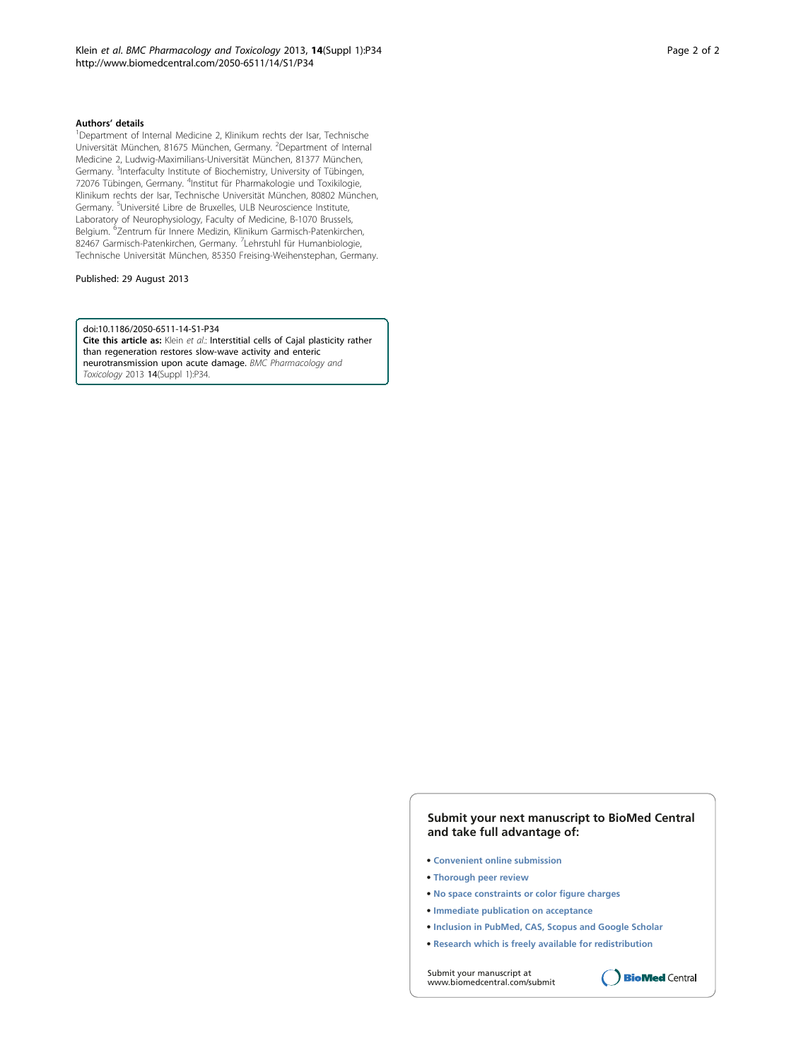### Authors' details

[1]Department of Internal Medicine 2, Klinikum rechts der Isar, Technische Universität München, 81675 München, Germany. [2]Department of Internal Medicine 2, Ludwig-Maximilians-Universität München, 81377 München, Germany. [3]Interfaculty Institute of Biochemistry, University of Tübingen, 72076 Tübingen, Germany. [4]Institut für Pharmakologie und Toxikilogie, Klinikum rechts der Isar, Technische Universität München, 80802 München, Germany. [5]Université Libre de Bruxelles, ULB Neuroscience Institute, Laboratory of Neurophysiology, Faculty of Medicine, B-1070 Brussels, Belgium. [6]Zentrum für Innere Medizin, Klinikum Garmisch-Patenkirchen, 82467 Garmisch-Patenkirchen, Germany. [7]Lehrstuhl für Humanbiologie, Technische Universität München, 85350 Freising-Weihenstephan, Germany.

Published: 29 August 2013

doi:10.1186/2050-6511-14-S1-P34
**Cite this article as:** Klein *et al.*: Interstitial cells of Cajal plasticity rather than regeneration restores slow-wave activity and enteric neurotransmission upon acute damage. *BMC Pharmacology and Toxicology* 2013 **14**(Suppl 1):P34.

**Submit your next manuscript to BioMed Central and take full advantage of:**

- **Convenient online submission**
- **Thorough peer review**
- **No space constraints or color figure charges**
- **Immediate publication on acceptance**
- **Inclusion in PubMed, CAS, Scopus and Google Scholar**
- **Research which is freely available for redistribution**

Submit your manuscript at
www.biomedcentral.com/submit